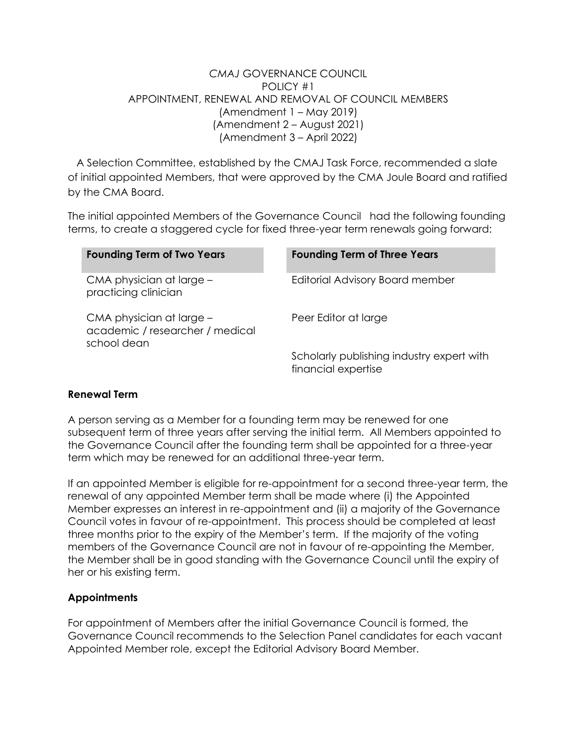# *CMAJ* GOVERNANCE COUNCIL
## POLICY #1
## APPOINTMENT, RENEWAL AND REMOVAL OF COUNCIL MEMBERS
(Amendment 1 – May 2019)
(Amendment 2 – August 2021)
(Amendment 3 – April 2022)

A Selection Committee, established by the CMAJ Task Force, recommended a slate of initial appointed Members, that were approved by the CMA Joule Board and ratified by the CMA Board.

The initial appointed Members of the Governance Council had the following founding terms, to create a staggered cycle for fixed three-year term renewals going forward:

| Founding Term of Two Years | Founding Term of Three Years |
|---|---|
| CMA physician at large – practicing clinician | Editorial Advisory Board member |
| CMA physician at large – academic / researcher / medical school dean | Peer Editor at large |
| | Scholarly publishing industry expert with financial expertise |

**Renewal Term**

A person serving as a Member for a founding term may be renewed for one subsequent term of three years after serving the initial term. All Members appointed to the Governance Council after the founding term shall be appointed for a three-year term which may be renewed for an additional three-year term.

If an appointed Member is eligible for re-appointment for a second three-year term, the renewal of any appointed Member term shall be made where (i) the Appointed Member expresses an interest in re-appointment and (ii) a majority of the Governance Council votes in favour of re-appointment. This process should be completed at least three months prior to the expiry of the Member's term. If the majority of the voting members of the Governance Council are not in favour of re-appointing the Member, the Member shall be in good standing with the Governance Council until the expiry of her or his existing term.

**Appointments**

For appointment of Members after the initial Governance Council is formed, the Governance Council recommends to the Selection Panel candidates for each vacant Appointed Member role, except the Editorial Advisory Board Member.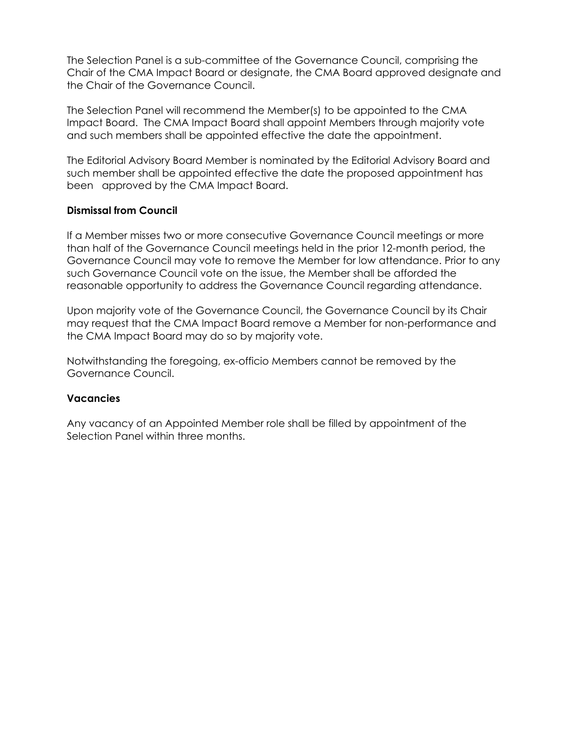The Selection Panel is a sub-committee of the Governance Council, comprising the Chair of the CMA Impact Board or designate, the CMA Board approved designate and the Chair of the Governance Council.

The Selection Panel will recommend the Member(s) to be appointed to the CMA Impact Board. The CMA Impact Board shall appoint Members through majority vote and such members shall be appointed effective the date the appointment.

The Editorial Advisory Board Member is nominated by the Editorial Advisory Board and such member shall be appointed effective the date the proposed appointment has been approved by the CMA Impact Board.

**Dismissal from Council**

If a Member misses two or more consecutive Governance Council meetings or more than half of the Governance Council meetings held in the prior 12-month period, the Governance Council may vote to remove the Member for low attendance. Prior to any such Governance Council vote on the issue, the Member shall be afforded the reasonable opportunity to address the Governance Council regarding attendance.

Upon majority vote of the Governance Council, the Governance Council by its Chair may request that the CMA Impact Board remove a Member for non-performance and the CMA Impact Board may do so by majority vote.

Notwithstanding the foregoing, ex-officio Members cannot be removed by the Governance Council.

**Vacancies**

Any vacancy of an Appointed Member role shall be filled by appointment of the Selection Panel within three months.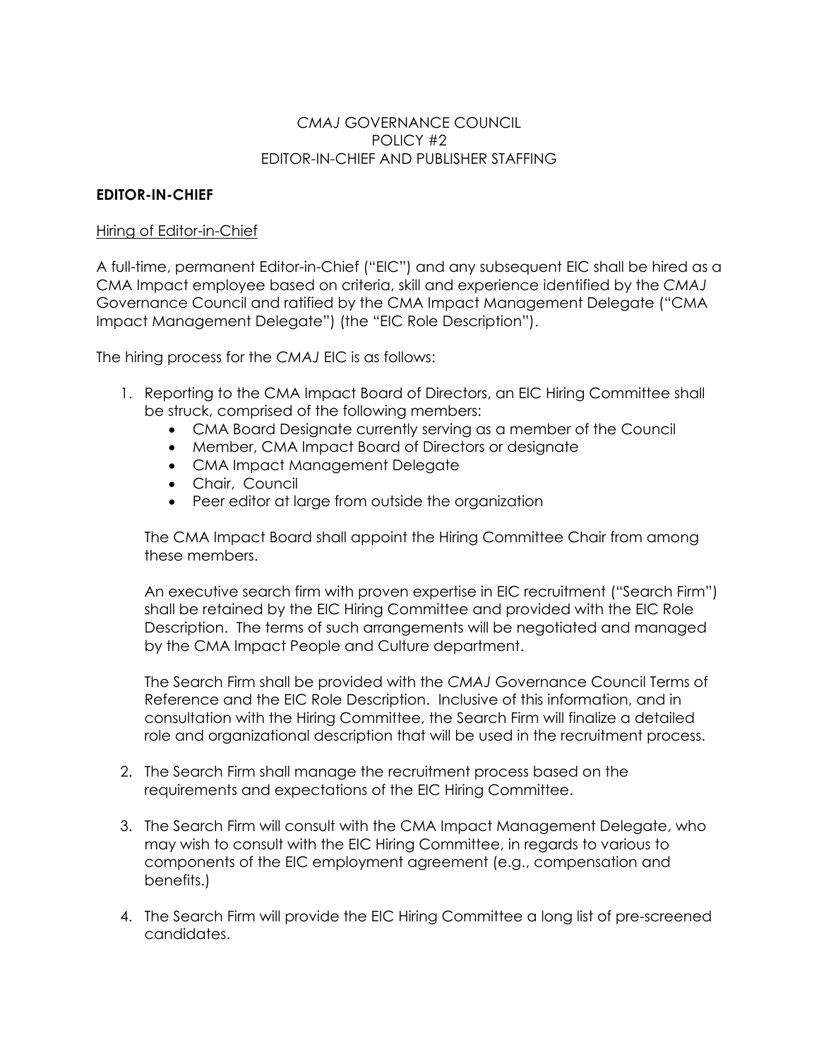*CMAJ* GOVERNANCE COUNCIL
POLICY #2
EDITOR-IN-CHIEF AND PUBLISHER STAFFING

**EDITOR-IN-CHIEF**

Hiring of Editor-in-Chief

A full-time, permanent Editor-in-Chief ("EIC") and any subsequent EIC shall be hired as a CMA Impact employee based on criteria, skill and experience identified by the *CMAJ* Governance Council and ratified by the CMA Impact Management Delegate ("CMA Impact Management Delegate") (the "EIC Role Description").

The hiring process for the *CMAJ* EIC is as follows:

1. Reporting to the CMA Impact Board of Directors, an EIC Hiring Committee shall be struck, comprised of the following members:
   - CMA Board Designate currently serving as a member of the Council
   - Member, CMA Impact Board of Directors or designate
   - CMA Impact Management Delegate
   - Chair, Council
   - Peer editor at large from outside the organization

   The CMA Impact Board shall appoint the Hiring Committee Chair from among these members.

   An executive search firm with proven expertise in EIC recruitment ("Search Firm") shall be retained by the EIC Hiring Committee and provided with the EIC Role Description. The terms of such arrangements will be negotiated and managed by the CMA Impact People and Culture department.

   The Search Firm shall be provided with the *CMAJ* Governance Council Terms of Reference and the EIC Role Description. Inclusive of this information, and in consultation with the Hiring Committee, the Search Firm will finalize a detailed role and organizational description that will be used in the recruitment process.

2. The Search Firm shall manage the recruitment process based on the requirements and expectations of the EIC Hiring Committee.

3. The Search Firm will consult with the CMA Impact Management Delegate, who may wish to consult with the EIC Hiring Committee, in regards to various to components of the EIC employment agreement (e.g., compensation and benefits.)

4. The Search Firm will provide the EIC Hiring Committee a long list of pre-screened candidates.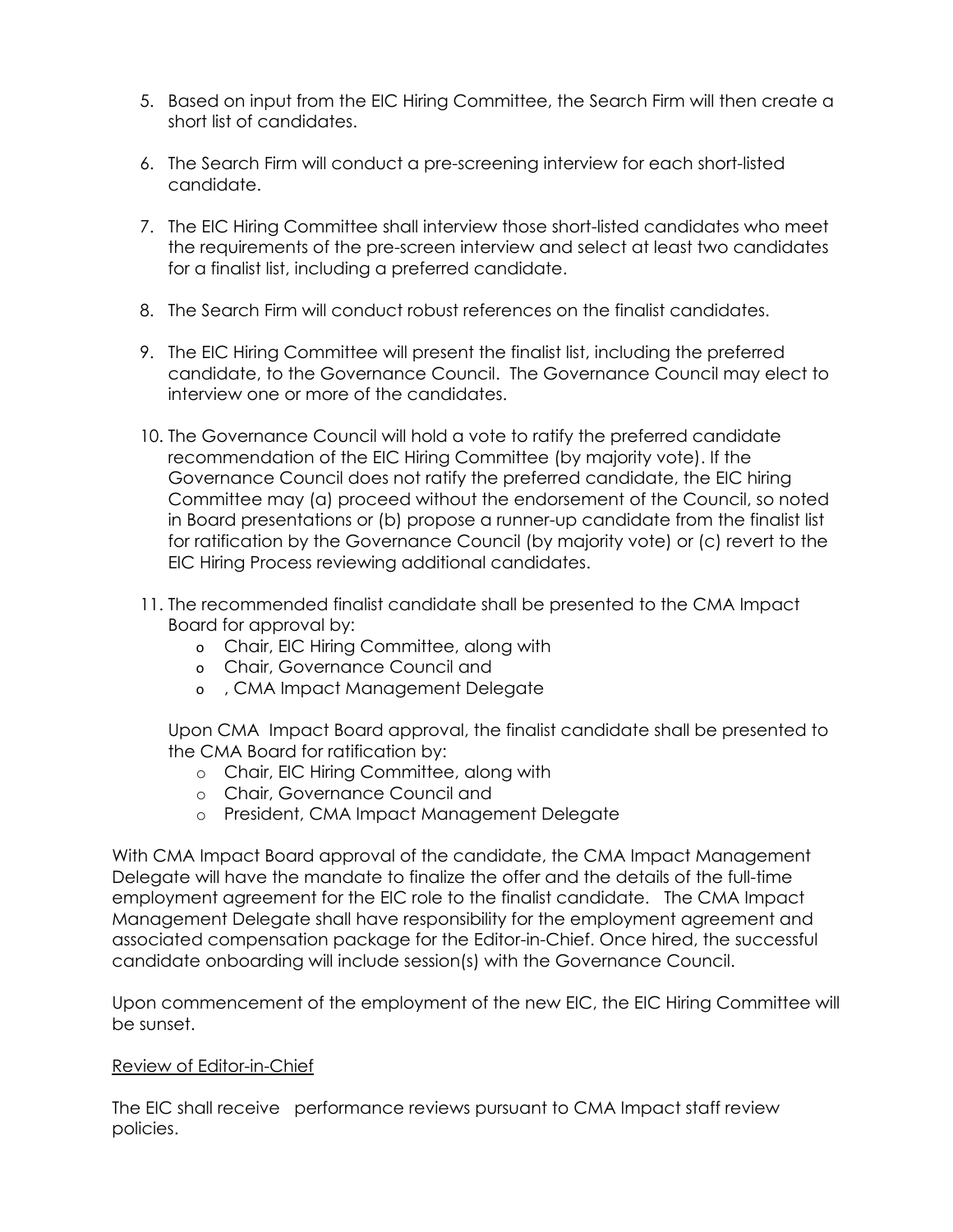5. Based on input from the EIC Hiring Committee, the Search Firm will then create a short list of candidates.

6. The Search Firm will conduct a pre-screening interview for each short-listed candidate.

7. The EIC Hiring Committee shall interview those short-listed candidates who meet the requirements of the pre-screen interview and select at least two candidates for a finalist list, including a preferred candidate.

8. The Search Firm will conduct robust references on the finalist candidates.

9. The EIC Hiring Committee will present the finalist list, including the preferred candidate, to the Governance Council. The Governance Council may elect to interview one or more of the candidates.

10. The Governance Council will hold a vote to ratify the preferred candidate recommendation of the EIC Hiring Committee (by majority vote). If the Governance Council does not ratify the preferred candidate, the EIC hiring Committee may (a) proceed without the endorsement of the Council, so noted in Board presentations or (b) propose a runner-up candidate from the finalist list for ratification by the Governance Council (by majority vote) or (c) revert to the EIC Hiring Process reviewing additional candidates.

11. The recommended finalist candidate shall be presented to the CMA Impact Board for approval by:
    - Chair, EIC Hiring Committee, along with
    - Chair, Governance Council and
    - , CMA Impact Management Delegate

    Upon CMA Impact Board approval, the finalist candidate shall be presented to the CMA Board for ratification by:
    - Chair, EIC Hiring Committee, along with
    - Chair, Governance Council and
    - President, CMA Impact Management Delegate

With CMA Impact Board approval of the candidate, the CMA Impact Management Delegate will have the mandate to finalize the offer and the details of the full-time employment agreement for the EIC role to the finalist candidate. The CMA Impact Management Delegate shall have responsibility for the employment agreement and associated compensation package for the Editor-in-Chief. Once hired, the successful candidate onboarding will include session(s) with the Governance Council.

Upon commencement of the employment of the new EIC, the EIC Hiring Committee will be sunset.

Review of Editor-in-Chief

The EIC shall receive performance reviews pursuant to CMA Impact staff review policies.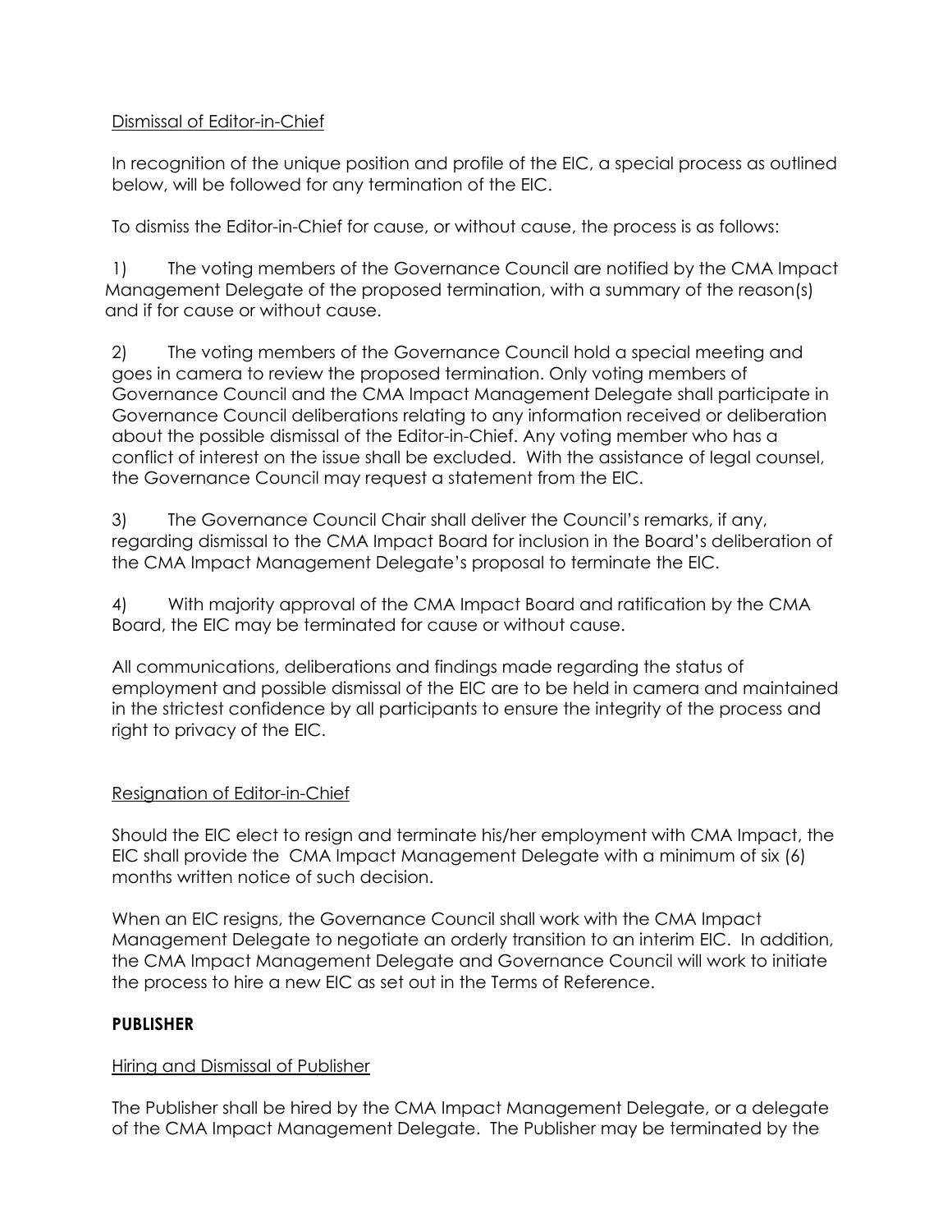Dismissal of Editor-in-Chief

In recognition of the unique position and profile of the EIC, a special process as outlined below, will be followed for any termination of the EIC.

To dismiss the Editor-in-Chief for cause, or without cause, the process is as follows:

1) The voting members of the Governance Council are notified by the CMA Impact Management Delegate of the proposed termination, with a summary of the reason(s) and if for cause or without cause.

2) The voting members of the Governance Council hold a special meeting and goes in camera to review the proposed termination. Only voting members of Governance Council and the CMA Impact Management Delegate shall participate in Governance Council deliberations relating to any information received or deliberation about the possible dismissal of the Editor-in-Chief. Any voting member who has a conflict of interest on the issue shall be excluded. With the assistance of legal counsel, the Governance Council may request a statement from the EIC.

3) The Governance Council Chair shall deliver the Council's remarks, if any, regarding dismissal to the CMA Impact Board for inclusion in the Board's deliberation of the CMA Impact Management Delegate's proposal to terminate the EIC.

4) With majority approval of the CMA Impact Board and ratification by the CMA Board, the EIC may be terminated for cause or without cause.

All communications, deliberations and findings made regarding the status of employment and possible dismissal of the EIC are to be held in camera and maintained in the strictest confidence by all participants to ensure the integrity of the process and right to privacy of the EIC.

Resignation of Editor-in-Chief

Should the EIC elect to resign and terminate his/her employment with CMA Impact, the EIC shall provide the CMA Impact Management Delegate with a minimum of six (6) months written notice of such decision.

When an EIC resigns, the Governance Council shall work with the CMA Impact Management Delegate to negotiate an orderly transition to an interim EIC. In addition, the CMA Impact Management Delegate and Governance Council will work to initiate the process to hire a new EIC as set out in the Terms of Reference.

**PUBLISHER**

Hiring and Dismissal of Publisher

The Publisher shall be hired by the CMA Impact Management Delegate, or a delegate of the CMA Impact Management Delegate. The Publisher may be terminated by the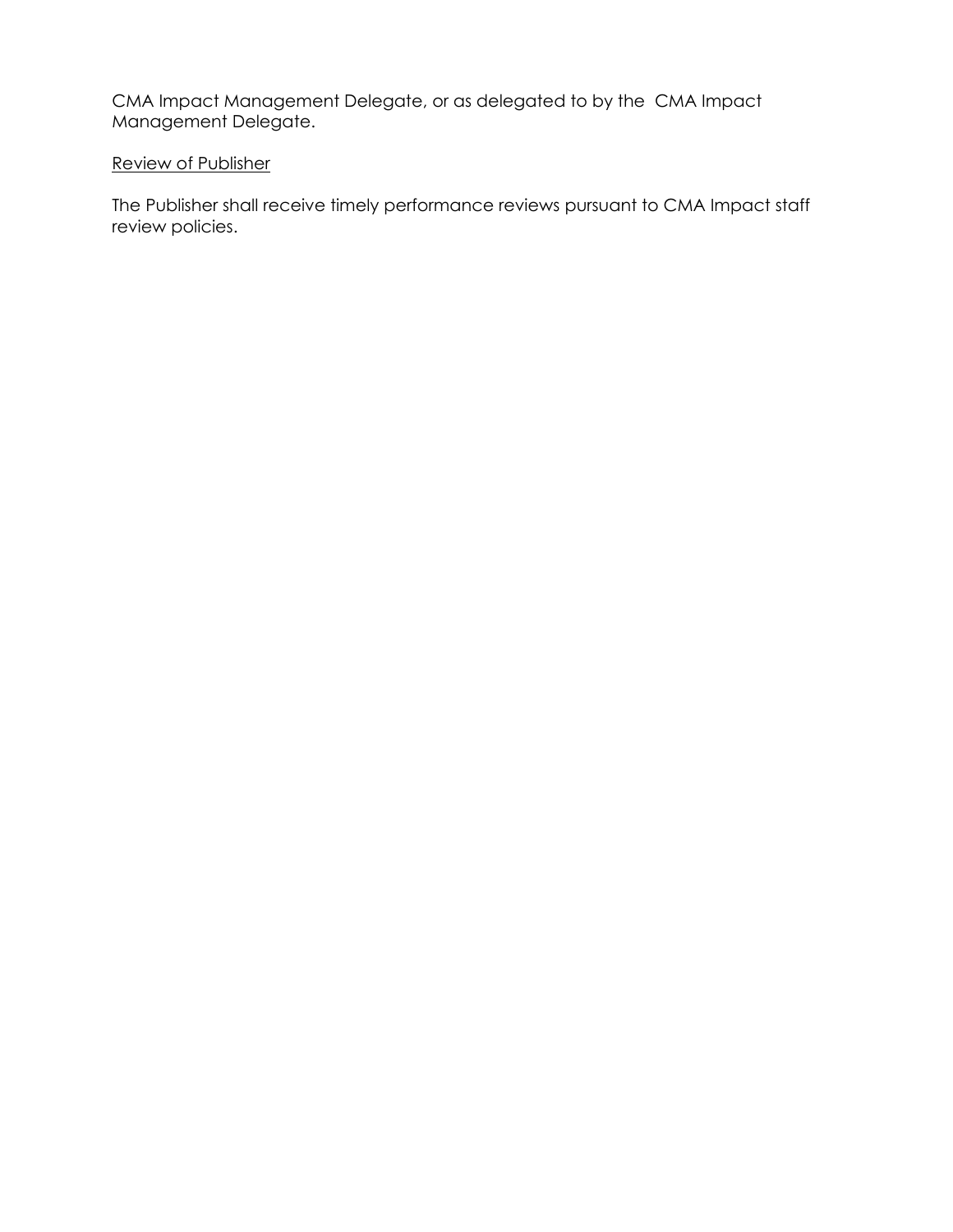CMA Impact Management Delegate, or as delegated to by the CMA Impact Management Delegate.

<u>Review of Publisher</u>

The Publisher shall receive timely performance reviews pursuant to CMA Impact staff review policies.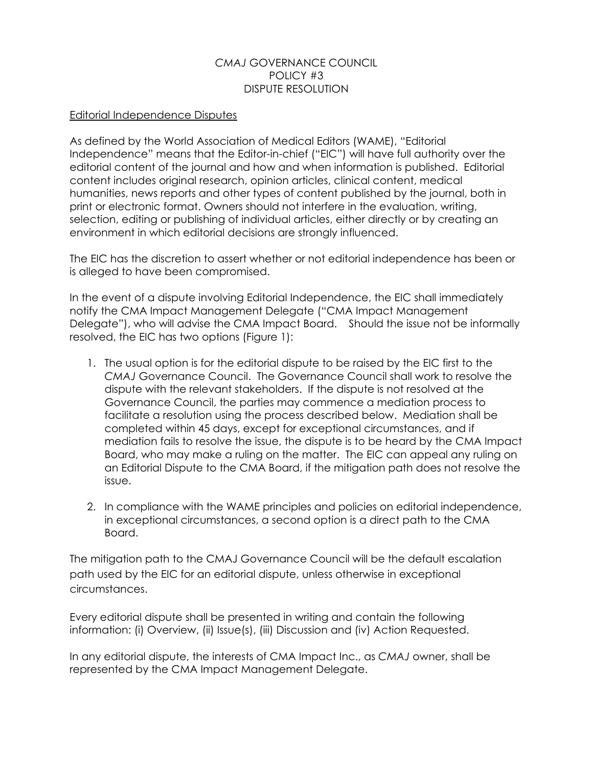# *CMAJ* GOVERNANCE COUNCIL
## POLICY #3
## DISPUTE RESOLUTION

### Editorial Independence Disputes

As defined by the World Association of Medical Editors (WAME), "Editorial Independence" means that the Editor-in-chief ("EIC") will have full authority over the editorial content of the journal and how and when information is published. Editorial content includes original research, opinion articles, clinical content, medical humanities, news reports and other types of content published by the journal, both in print or electronic format. Owners should not interfere in the evaluation, writing, selection, editing or publishing of individual articles, either directly or by creating an environment in which editorial decisions are strongly influenced.

The EIC has the discretion to assert whether or not editorial independence has been or is alleged to have been compromised.

In the event of a dispute involving Editorial Independence, the EIC shall immediately notify the CMA Impact Management Delegate ("CMA Impact Management Delegate"), who will advise the CMA Impact Board. Should the issue not be informally resolved, the EIC has two options (Figure 1):

1. The usual option is for the editorial dispute to be raised by the EIC first to the *CMAJ* Governance Council. The Governance Council shall work to resolve the dispute with the relevant stakeholders. If the dispute is not resolved at the Governance Council, the parties may commence a mediation process to facilitate a resolution using the process described below. Mediation shall be completed within 45 days, except for exceptional circumstances, and if mediation fails to resolve the issue, the dispute is to be heard by the CMA Impact Board, who may make a ruling on the matter. The EIC can appeal any ruling on an Editorial Dispute to the CMA Board, if the mitigation path does not resolve the issue.

2. In compliance with the WAME principles and policies on editorial independence, in exceptional circumstances, a second option is a direct path to the CMA Board.

The mitigation path to the CMAJ Governance Council will be the default escalation path used by the EIC for an editorial dispute, unless otherwise in exceptional circumstances.

Every editorial dispute shall be presented in writing and contain the following information: (i) Overview, (ii) Issue(s), (iii) Discussion and (iv) Action Requested.

In any editorial dispute, the interests of CMA Impact Inc., as *CMAJ* owner, shall be represented by the CMA Impact Management Delegate.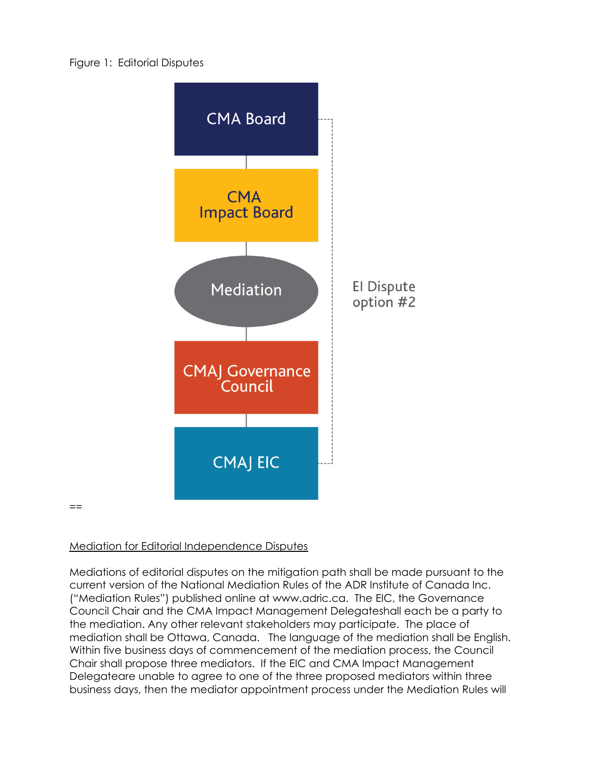Figure 1: Editorial Disputes

CMA Board

CMA Impact Board

Mediation

CMAJ Governance Council

CMAJ EIC

EI Dispute option #2

==

<u>Mediation for Editorial Independence Disputes</u>

Mediations of editorial disputes on the mitigation path shall be made pursuant to the current version of the National Mediation Rules of the ADR Institute of Canada Inc. ("Mediation Rules") published online at www.adric.ca. The EIC, the Governance Council Chair and the CMA Impact Management Delegateshall each be a party to the mediation. Any other relevant stakeholders may participate. The place of mediation shall be Ottawa, Canada. The language of the mediation shall be English. Within five business days of commencement of the mediation process, the Council Chair shall propose three mediators. If the EIC and CMA Impact Management Delegateare unable to agree to one of the three proposed mediators within three business days, then the mediator appointment process under the Mediation Rules will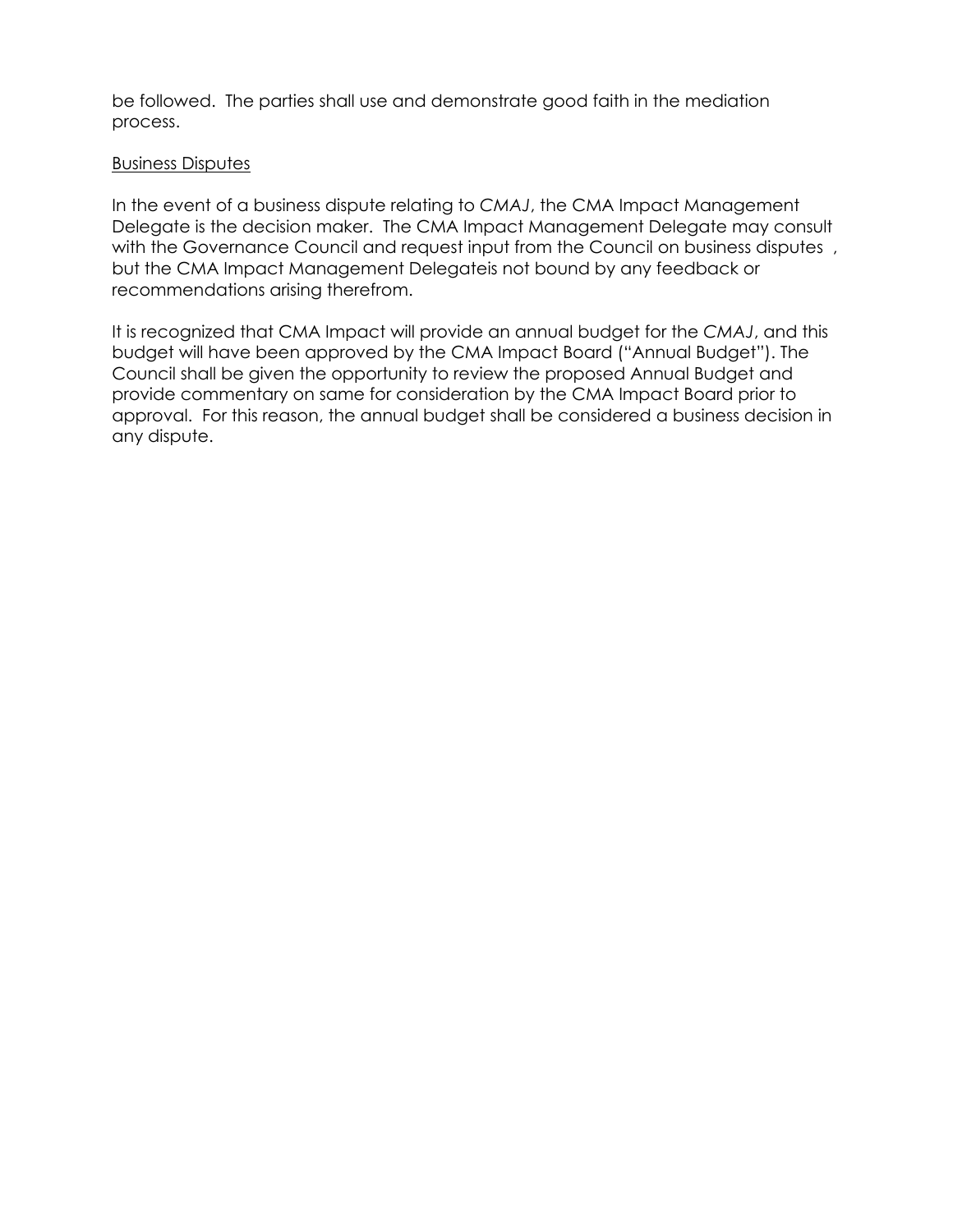be followed. The parties shall use and demonstrate good faith in the mediation process.

<u>Business Disputes</u>

In the event of a business dispute relating to *CMAJ*, the CMA Impact Management Delegate is the decision maker. The CMA Impact Management Delegate may consult with the Governance Council and request input from the Council on business disputes , but the CMA Impact Management Delegateis not bound by any feedback or recommendations arising therefrom.

It is recognized that CMA Impact will provide an annual budget for the *CMAJ*, and this budget will have been approved by the CMA Impact Board ("Annual Budget"). The Council shall be given the opportunity to review the proposed Annual Budget and provide commentary on same for consideration by the CMA Impact Board prior to approval. For this reason, the annual budget shall be considered a business decision in any dispute.